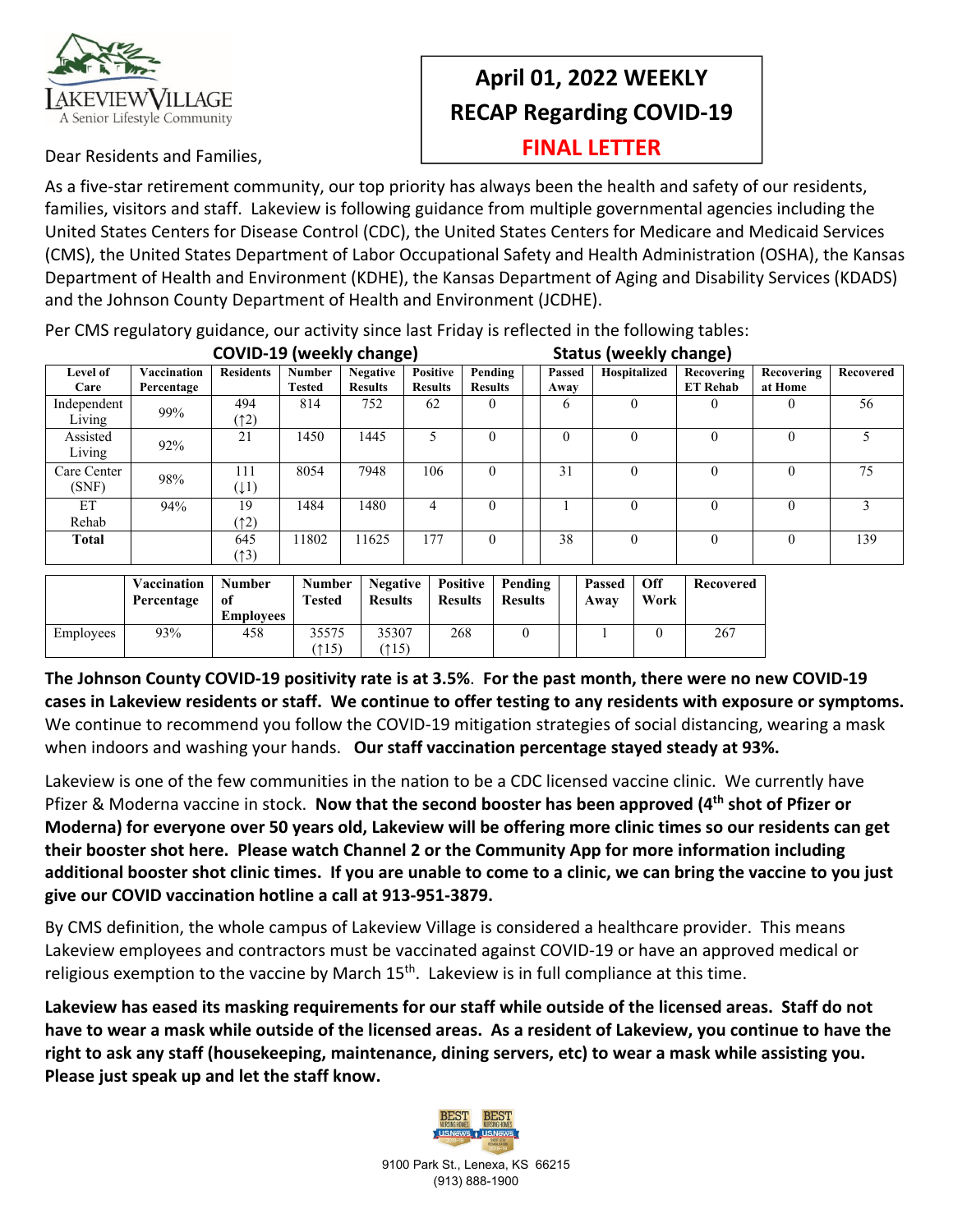# April 01, 2022 WEEKLY RECAP Regarding COVID-19

**FINAL LETTER**

Dear Residents and Families,

As a five-star retirement community, our top priority has always been the health and safety of our residents, families, visitors and staff. Lakeview is following guidance from multiple governmental agencies including the United States Centers for Disease Control (CDC), the United States Centers for Medicare and Medicaid Services (CMS), the United States Department of Labor Occupational Safety and Health Administration (OSHA), the Kansas Department of Health and Environment (KDHE), the Kansas Department of Aging and Disability Services (KDADS) and the Johnson County Department of Health and Environment (JCDHE).

Per CMS regulatory guidance, our activity since last Friday is reflected in the following tables:

| | COVID-19 (weekly change) | | | | | | Status (weekly change) | | | | |
|---|---|---|---|---|---|---|---|---|---|---|---|
| Level of Care | Vaccination Percentage | Residents | Number Tested | Negative Results | Positive Results | Pending Results | Passed Away | Hospitalized | Recovering ET Rehab | Recovering at Home | Recovered |
| Independent Living | 99% | 494 (↑2) | 814 | 752 | 62 | 0 | 6 | 0 | 0 | 0 | 56 |
| Assisted Living | 92% | 21 | 1450 | 1445 | 5 | 0 | 0 | 0 | 0 | 0 | 5 |
| Care Center (SNF) | 98% | 111 (↓1) | 8054 | 7948 | 106 | 0 | 31 | 0 | 0 | 0 | 75 |
| ET Rehab | 94% | 19 (↑2) | 1484 | 1480 | 4 | 0 | 1 | 0 | 0 | 0 | 3 |
| **Total** | | 645 (↑3) | 11802 | 11625 | 177 | 0 | 38 | 0 | 0 | 0 | 139 |

| | Vaccination Percentage | Number of Employees | Number Tested | Negative Results | Positive Results | Pending Results | Passed Away | Off Work | Recovered |
|---|---|---|---|---|---|---|---|---|---|
| Employees | 93% | 458 | 35575 (↑15) | 35307 (↑15) | 268 | 0 | 1 | 0 | 267 |

**The Johnson County COVID-19 positivity rate is at 3.5%. For the past month, there were no new COVID-19 cases in Lakeview residents or staff. We continue to offer testing to any residents with exposure or symptoms.** We continue to recommend you follow the COVID-19 mitigation strategies of social distancing, wearing a mask when indoors and washing your hands. **Our staff vaccination percentage stayed steady at 93%.**

Lakeview is one of the few communities in the nation to be a CDC licensed vaccine clinic. We currently have Pfizer & Moderna vaccine in stock. **Now that the second booster has been approved (4th shot of Pfizer or Moderna) for everyone over 50 years old, Lakeview will be offering more clinic times so our residents can get their booster shot here. Please watch Channel 2 or the Community App for more information including additional booster shot clinic times. If you are unable to come to a clinic, we can bring the vaccine to you just give our COVID vaccination hotline a call at 913-951-3879.**

By CMS definition, the whole campus of Lakeview Village is considered a healthcare provider. This means Lakeview employees and contractors must be vaccinated against COVID-19 or have an approved medical or religious exemption to the vaccine by March 15th. Lakeview is in full compliance at this time.

**Lakeview has eased its masking requirements for our staff while outside of the licensed areas. Staff do not have to wear a mask while outside of the licensed areas. As a resident of Lakeview, you continue to have the right to ask any staff (housekeeping, maintenance, dining servers, etc) to wear a mask while assisting you. Please just speak up and let the staff know.**

9100 Park St., Lenexa, KS 66215
(913) 888-1900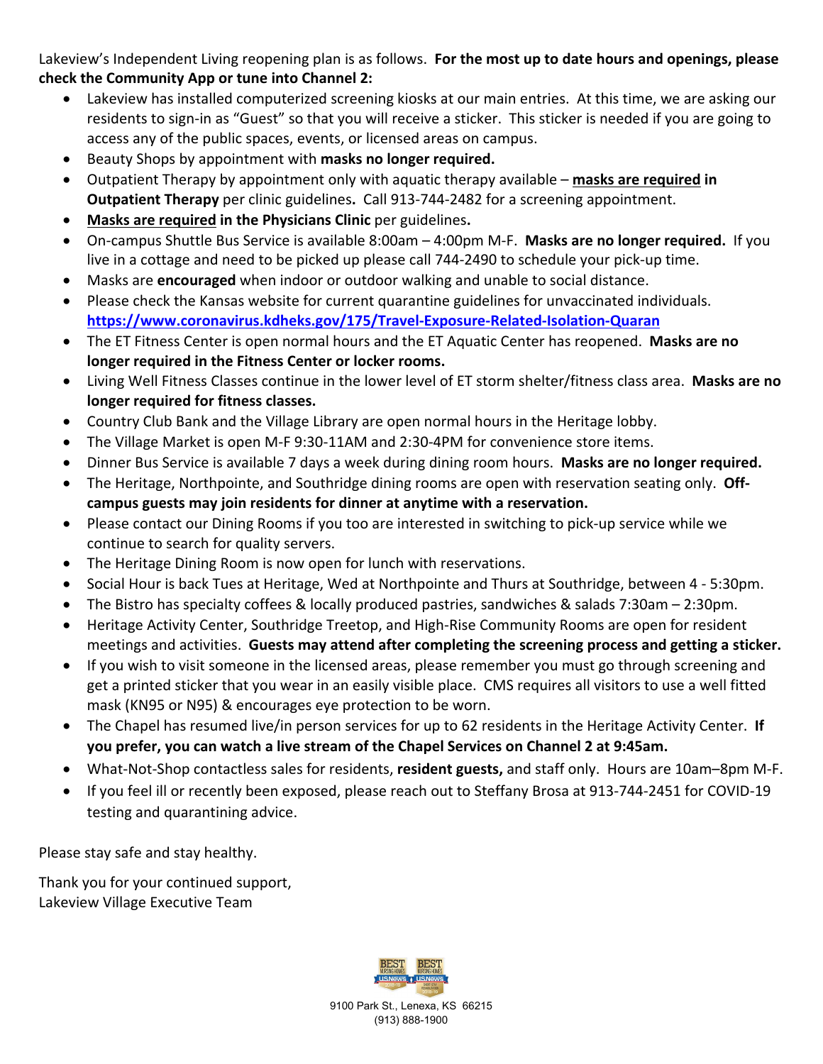Lakeview's Independent Living reopening plan is as follows. **For the most up to date hours and openings, please check the Community App or tune into Channel 2:**

- Lakeview has installed computerized screening kiosks at our main entries. At this time, we are asking our residents to sign-in as "Guest" so that you will receive a sticker. This sticker is needed if you are going to access any of the public spaces, events, or licensed areas on campus.
- Beauty Shops by appointment with **masks no longer required.**
- Outpatient Therapy by appointment only with aquatic therapy available – **masks are required in Outpatient Therapy** per clinic guidelines**.** Call 913-744-2482 for a screening appointment.
- **Masks are required in the Physicians Clinic** per guidelines**.**
- On-campus Shuttle Bus Service is available 8:00am – 4:00pm M-F. **Masks are no longer required.** If you live in a cottage and need to be picked up please call 744-2490 to schedule your pick-up time.
- Masks are **encouraged** when indoor or outdoor walking and unable to social distance.
- Please check the Kansas website for current quarantine guidelines for unvaccinated individuals. **https://www.coronavirus.kdheks.gov/175/Travel-Exposure-Related-Isolation-Quaran**
- The ET Fitness Center is open normal hours and the ET Aquatic Center has reopened. **Masks are no longer required in the Fitness Center or locker rooms.**
- Living Well Fitness Classes continue in the lower level of ET storm shelter/fitness class area. **Masks are no longer required for fitness classes.**
- Country Club Bank and the Village Library are open normal hours in the Heritage lobby.
- The Village Market is open M-F 9:30-11AM and 2:30-4PM for convenience store items.
- Dinner Bus Service is available 7 days a week during dining room hours. **Masks are no longer required.**
- The Heritage, Northpointe, and Southridge dining rooms are open with reservation seating only. **Off-campus guests may join residents for dinner at anytime with a reservation.**
- Please contact our Dining Rooms if you too are interested in switching to pick-up service while we continue to search for quality servers.
- The Heritage Dining Room is now open for lunch with reservations.
- Social Hour is back Tues at Heritage, Wed at Northpointe and Thurs at Southridge, between 4 - 5:30pm.
- The Bistro has specialty coffees & locally produced pastries, sandwiches & salads 7:30am – 2:30pm.
- Heritage Activity Center, Southridge Treetop, and High-Rise Community Rooms are open for resident meetings and activities. **Guests may attend after completing the screening process and getting a sticker.**
- If you wish to visit someone in the licensed areas, please remember you must go through screening and get a printed sticker that you wear in an easily visible place. CMS requires all visitors to use a well fitted mask (KN95 or N95) & encourages eye protection to be worn.
- The Chapel has resumed live/in person services for up to 62 residents in the Heritage Activity Center. **If you prefer, you can watch a live stream of the Chapel Services on Channel 2 at 9:45am.**
- What-Not-Shop contactless sales for residents, **resident guests,** and staff only. Hours are 10am–8pm M-F.
- If you feel ill or recently been exposed, please reach out to Steffany Brosa at 913-744-2451 for COVID-19 testing and quarantining advice.

Please stay safe and stay healthy.

Thank you for your continued support,
Lakeview Village Executive Team

9100 Park St., Lenexa, KS 66215
(913) 888-1900